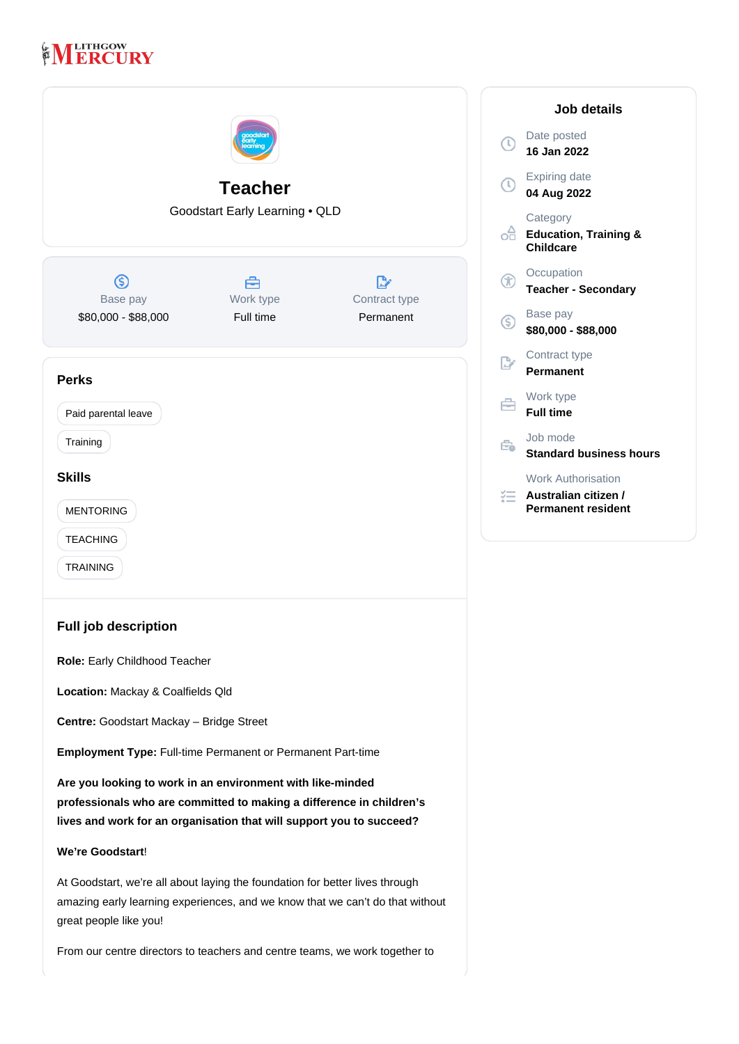LITHGOW MERCURY

# Teacher

Goodstart Early Learning • QLD

| Base pay | Work type | Contract type |
|---|---|---|
| $80,000 - $88,000 | Full time | Permanent |

## Job details

Date posted
**16 Jan 2022**

Expiring date
**04 Aug 2022**

Category
**Education, Training & Childcare**

Occupation
**Teacher - Secondary**

Base pay
**$80,000 - $88,000**

Contract type
**Permanent**

Work type
**Full time**

Job mode
**Standard business hours**

Work Authorisation
**Australian citizen / Permanent resident**

## Perks

- Paid parental leave
- Training

## Skills

- MENTORING
- TEACHING
- TRAINING

## Full job description

**Role:** Early Childhood Teacher

**Location:** Mackay & Coalfields Qld

**Centre:** Goodstart Mackay – Bridge Street

**Employment Type:** Full-time Permanent or Permanent Part-time

**Are you looking to work in an environment with like-minded professionals who are committed to making a difference in children's lives and work for an organisation that will support you to succeed?**

**We're Goodstart**!

At Goodstart, we're all about laying the foundation for better lives through amazing early learning experiences, and we know that we can't do that without great people like you!

From our centre directors to teachers and centre teams, we work together to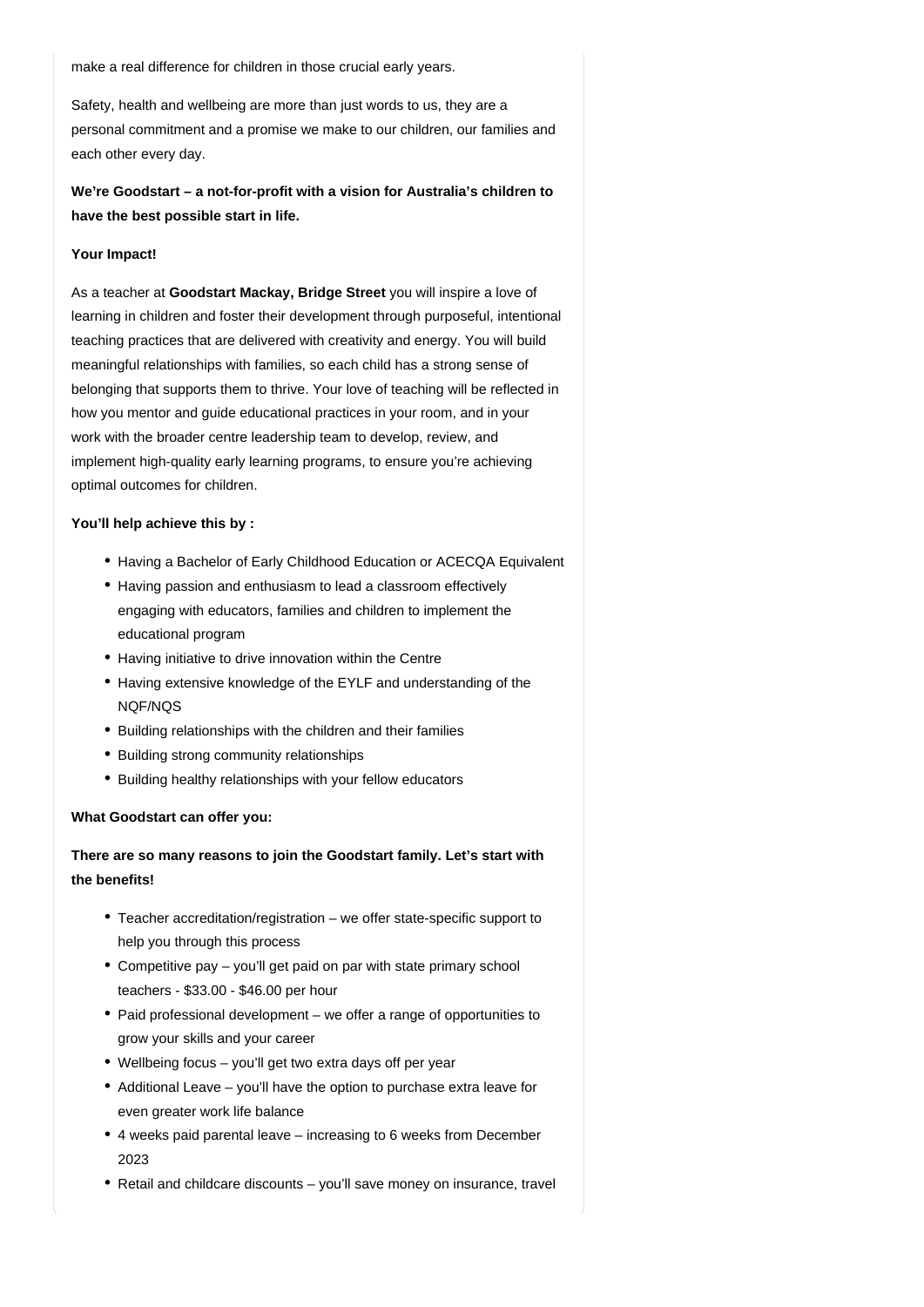make a real difference for children in those crucial early years.

Safety, health and wellbeing are more than just words to us, they are a personal commitment and a promise we make to our children, our families and each other every day.

**We're Goodstart – a not-for-profit with a vision for Australia's children to have the best possible start in life.**

**Your Impact!**

As a teacher at **Goodstart Mackay, Bridge Street** you will inspire a love of learning in children and foster their development through purposeful, intentional teaching practices that are delivered with creativity and energy. You will build meaningful relationships with families, so each child has a strong sense of belonging that supports them to thrive. Your love of teaching will be reflected in how you mentor and guide educational practices in your room, and in your work with the broader centre leadership team to develop, review, and implement high-quality early learning programs, to ensure you're achieving optimal outcomes for children.

**You'll help achieve this by :**

- Having a Bachelor of Early Childhood Education or ACECQA Equivalent
- Having passion and enthusiasm to lead a classroom effectively engaging with educators, families and children to implement the educational program
- Having initiative to drive innovation within the Centre
- Having extensive knowledge of the EYLF and understanding of the NQF/NQS
- Building relationships with the children and their families
- Building strong community relationships
- Building healthy relationships with your fellow educators

**What Goodstart can offer you:**

**There are so many reasons to join the Goodstart family. Let's start with the benefits!**

- Teacher accreditation/registration – we offer state-specific support to help you through this process
- Competitive pay – you'll get paid on par with state primary school teachers - $33.00 - $46.00 per hour
- Paid professional development – we offer a range of opportunities to grow your skills and your career
- Wellbeing focus – you'll get two extra days off per year
- Additional Leave – you'll have the option to purchase extra leave for even greater work life balance
- 4 weeks paid parental leave – increasing to 6 weeks from December 2023
- Retail and childcare discounts – you'll save money on insurance, travel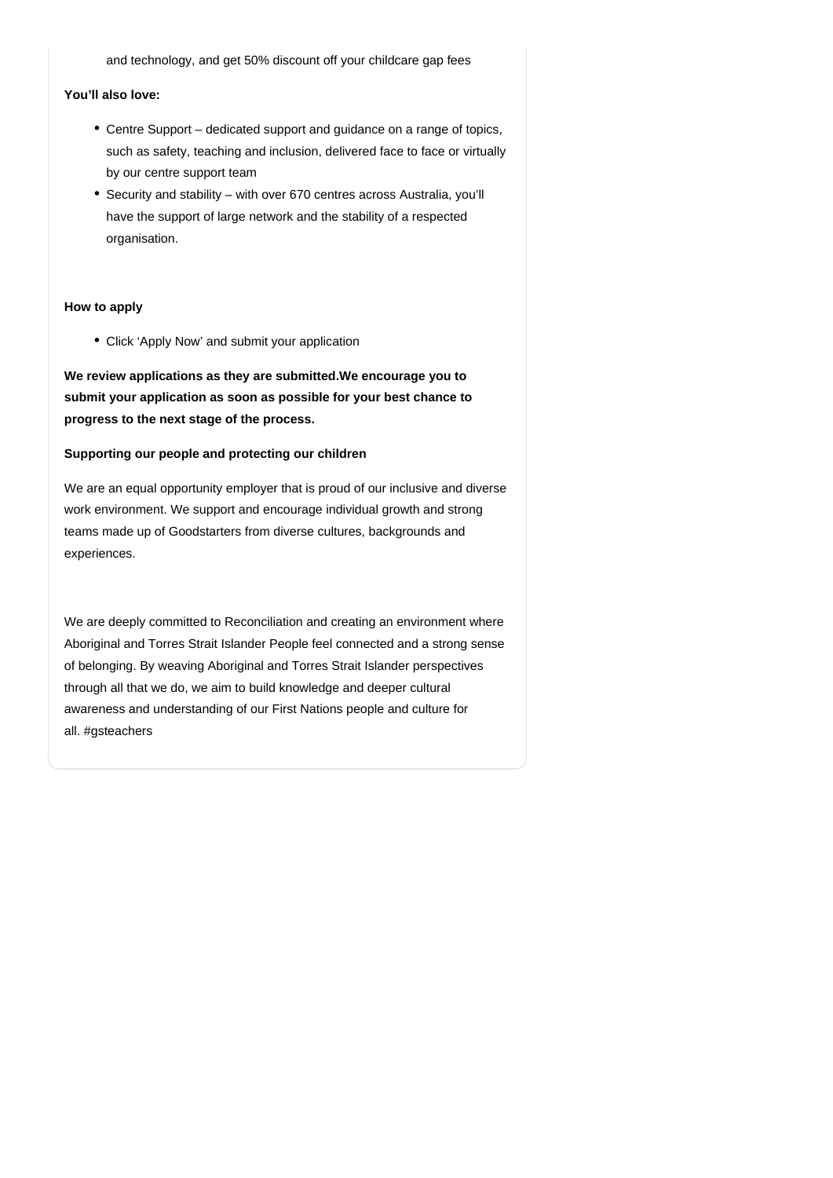and technology, and get 50% discount off your childcare gap fees

**You'll also love:**

- Centre Support – dedicated support and guidance on a range of topics, such as safety, teaching and inclusion, delivered face to face or virtually by our centre support team
- Security and stability – with over 670 centres across Australia, you'll have the support of large network and the stability of a respected organisation.

**How to apply**

- Click 'Apply Now' and submit your application

**We review applications as they are submitted.We encourage you to submit your application as soon as possible for your best chance to progress to the next stage of the process.**

**Supporting our people and protecting our children**

We are an equal opportunity employer that is proud of our inclusive and diverse work environment. We support and encourage individual growth and strong teams made up of Goodstarters from diverse cultures, backgrounds and experiences.

We are deeply committed to Reconciliation and creating an environment where Aboriginal and Torres Strait Islander People feel connected and a strong sense of belonging. By weaving Aboriginal and Torres Strait Islander perspectives through all that we do, we aim to build knowledge and deeper cultural awareness and understanding of our First Nations people and culture for all. #gsteachers